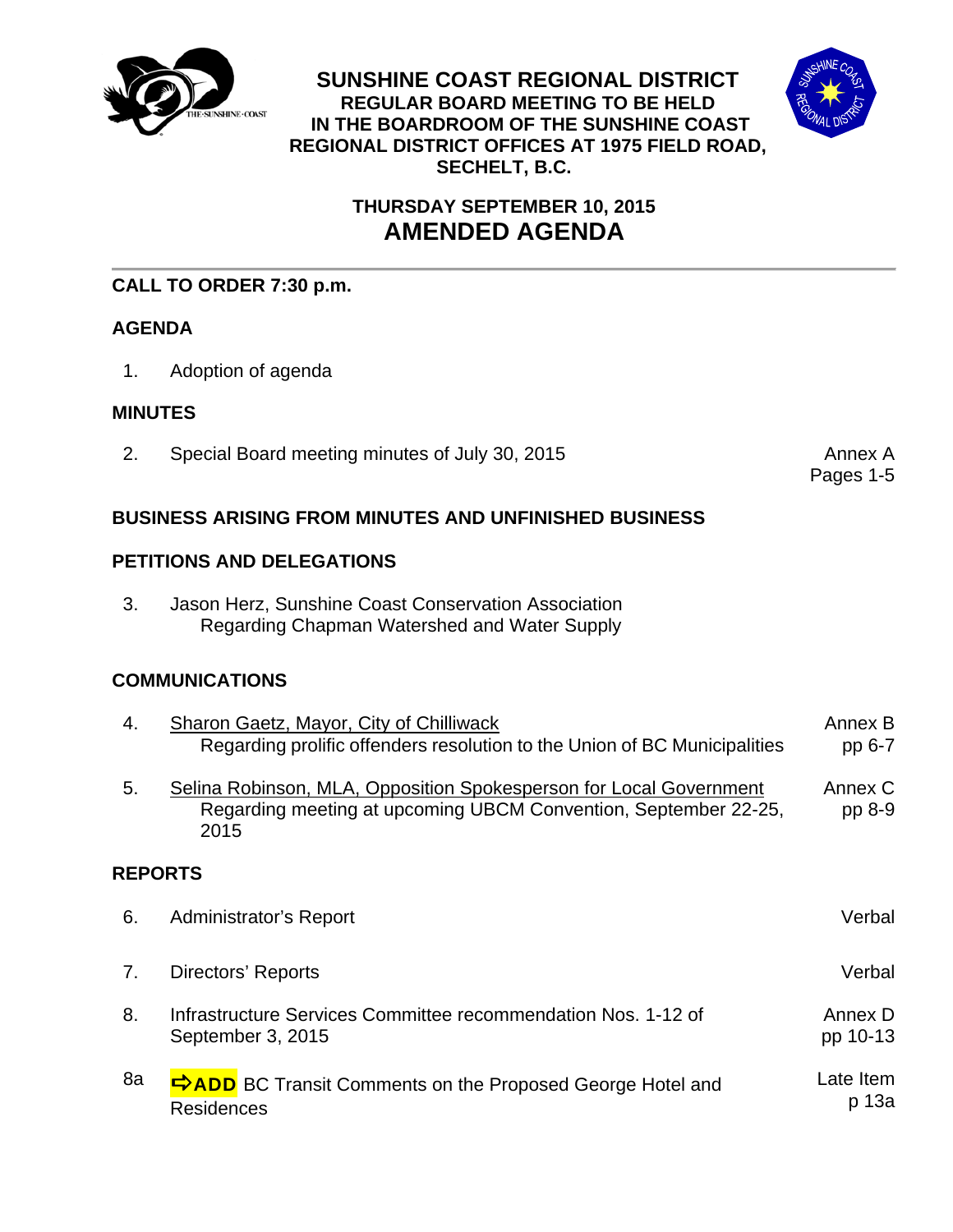# SUNSHINE COAST REGIONAL DISTRICT

**REGULAR BOARD MEETING TO BE HELD IN THE BOARDROOM OF THE SUNSHINE COAST REGIONAL DISTRICT OFFICES AT 1975 FIELD ROAD, SECHELT, B.C.**

**THURSDAY SEPTEMBER 10, 2015**

## AMENDED AGENDA

---

**CALL TO ORDER 7:30 p.m.**

**AGENDA**

1. Adoption of agenda

**MINUTES**

| | | |
|---|---|---|
| 2. | Special Board meeting minutes of July 30, 2015 | Annex A<br>Pages 1-5 |

**BUSINESS ARISING FROM MINUTES AND UNFINISHED BUSINESS**

**PETITIONS AND DELEGATIONS**

3. Jason Herz, Sunshine Coast Conservation Association
   Regarding Chapman Watershed and Water Supply

**COMMUNICATIONS**

| | | |
|---|---|---|
| 4. | Sharon Gaetz, Mayor, City of Chilliwack<br>Regarding prolific offenders resolution to the Union of BC Municipalities | Annex B<br>pp 6-7 |
| 5. | Selina Robinson, MLA, Opposition Spokesperson for Local Government<br>Regarding meeting at upcoming UBCM Convention, September 22-25, 2015 | Annex C<br>pp 8-9 |

**REPORTS**

| | | |
|---|---|---|
| 6. | Administrator's Report | Verbal |
| 7. | Directors' Reports | Verbal |
| 8. | Infrastructure Services Committee recommendation Nos. 1-12 of September 3, 2015 | Annex D<br>pp 10-13 |
| 8a | ⇨**ADD** BC Transit Comments on the Proposed George Hotel and Residences | Late Item<br>p 13a |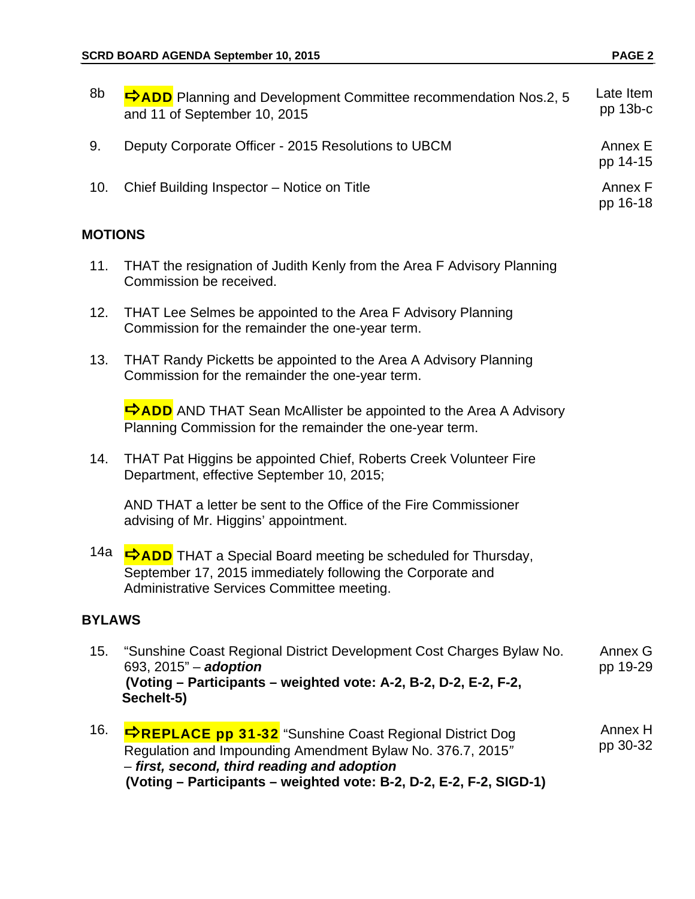8b **⇨ADD** Planning and Development Committee recommendation Nos.2, 5 and 11 of September 10, 2015 — Late Item pp 13b-c

9. Deputy Corporate Officer - 2015 Resolutions to UBCM — Annex E pp 14-15

10. Chief Building Inspector – Notice on Title — Annex F pp 16-18

## MOTIONS

11. THAT the resignation of Judith Kenly from the Area F Advisory Planning Commission be received.

12. THAT Lee Selmes be appointed to the Area F Advisory Planning Commission for the remainder the one-year term.

13. THAT Randy Picketts be appointed to the Area A Advisory Planning Commission for the remainder the one-year term.

    **⇨ADD** AND THAT Sean McAllister be appointed to the Area A Advisory Planning Commission for the remainder the one-year term.

14. THAT Pat Higgins be appointed Chief, Roberts Creek Volunteer Fire Department, effective September 10, 2015;

    AND THAT a letter be sent to the Office of the Fire Commissioner advising of Mr. Higgins' appointment.

14a **⇨ADD** THAT a Special Board meeting be scheduled for Thursday, September 17, 2015 immediately following the Corporate and Administrative Services Committee meeting.

## BYLAWS

15. "Sunshine Coast Regional District Development Cost Charges Bylaw No. 693, 2015" – ***adoption*** — Annex G pp 19-29
    **(Voting – Participants – weighted vote: A-2, B-2, D-2, E-2, F-2, Sechelt-5)**

16. **⇨REPLACE pp 31-32** "Sunshine Coast Regional District Dog Regulation and Impounding Amendment Bylaw No. 376.7, 2015" – ***first, second, third reading and adoption*** — Annex H pp 30-32
    **(Voting – Participants – weighted vote: B-2, D-2, E-2, F-2, SIGD-1)**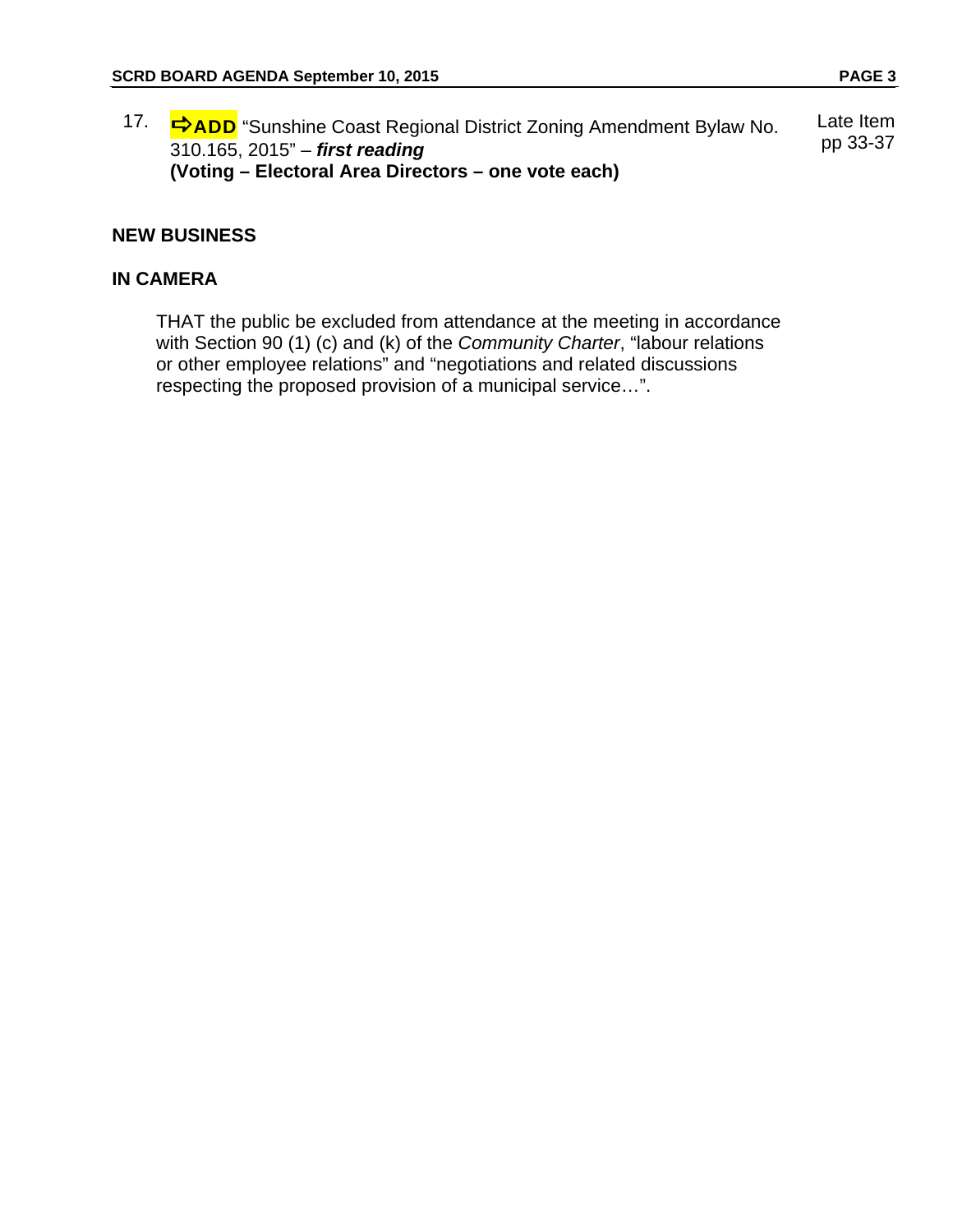17. ⇨**ADD** "Sunshine Coast Regional District Zoning Amendment Bylaw No. 310.165, 2015" – ***first reading*** **(Voting – Electoral Area Directors – one vote each)** — Late Item pp 33-37

**NEW BUSINESS**

**IN CAMERA**

THAT the public be excluded from attendance at the meeting in accordance with Section 90 (1) (c) and (k) of the *Community Charter*, "labour relations or other employee relations" and "negotiations and related discussions respecting the proposed provision of a municipal service…".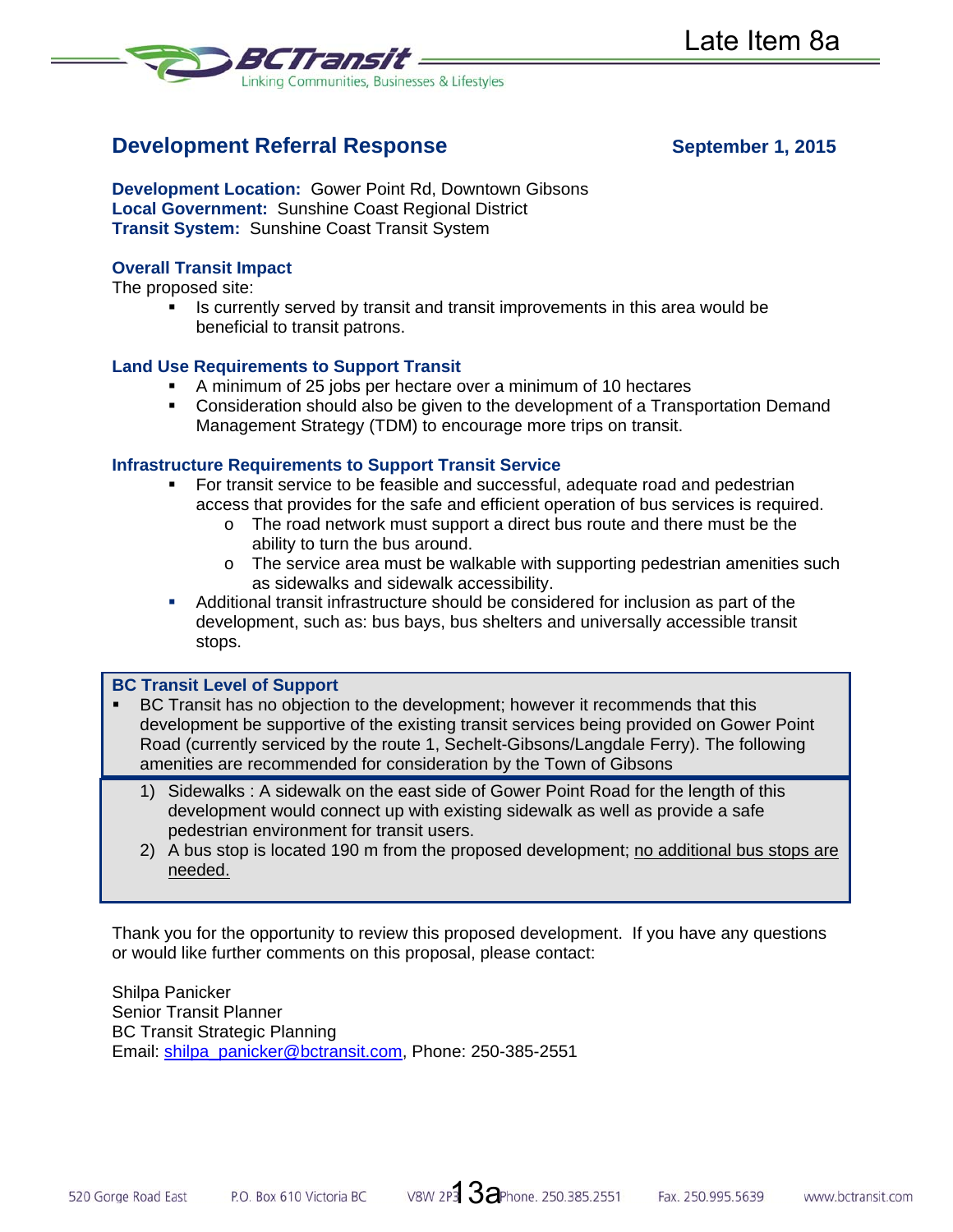Late Item 8a

BCTransit
Linking Communities, Businesses & Lifestyles

## Development Referral Response

**September 1, 2015**

**Development Location:** Gower Point Rd, Downtown Gibsons
**Local Government:** Sunshine Coast Regional District
**Transit System:** Sunshine Coast Transit System

### Overall Transit Impact

The proposed site:

- Is currently served by transit and transit improvements in this area would be beneficial to transit patrons.

### Land Use Requirements to Support Transit

- A minimum of 25 jobs per hectare over a minimum of 10 hectares
- Consideration should also be given to the development of a Transportation Demand Management Strategy (TDM) to encourage more trips on transit.

### Infrastructure Requirements to Support Transit Service

- For transit service to be feasible and successful, adequate road and pedestrian access that provides for the safe and efficient operation of bus services is required.
  - The road network must support a direct bus route and there must be the ability to turn the bus around.
  - The service area must be walkable with supporting pedestrian amenities such as sidewalks and sidewalk accessibility.
- Additional transit infrastructure should be considered for inclusion as part of the development, such as: bus bays, bus shelters and universally accessible transit stops.

### BC Transit Level of Support

- BC Transit has no objection to the development; however it recommends that this development be supportive of the existing transit services being provided on Gower Point Road (currently serviced by the route 1, Sechelt-Gibsons/Langdale Ferry). The following amenities are recommended for consideration by the Town of Gibsons

1) Sidewalks : A sidewalk on the east side of Gower Point Road for the length of this development would connect up with existing sidewalk as well as provide a safe pedestrian environment for transit users.
2) A bus stop is located 190 m from the proposed development; <u>no additional bus stops are needed.</u>

Thank you for the opportunity to review this proposed development. If you have any questions or would like further comments on this proposal, please contact:

Shilpa Panicker
Senior Transit Planner
BC Transit Strategic Planning
Email: shilpa_panicker@bctransit.com, Phone: 250-385-2551

520 Gorge Road East P.O. Box 610 Victoria BC V8W 2P3 Phone. 250.385.2551 Fax. 250.995.5639 www.bctransit.com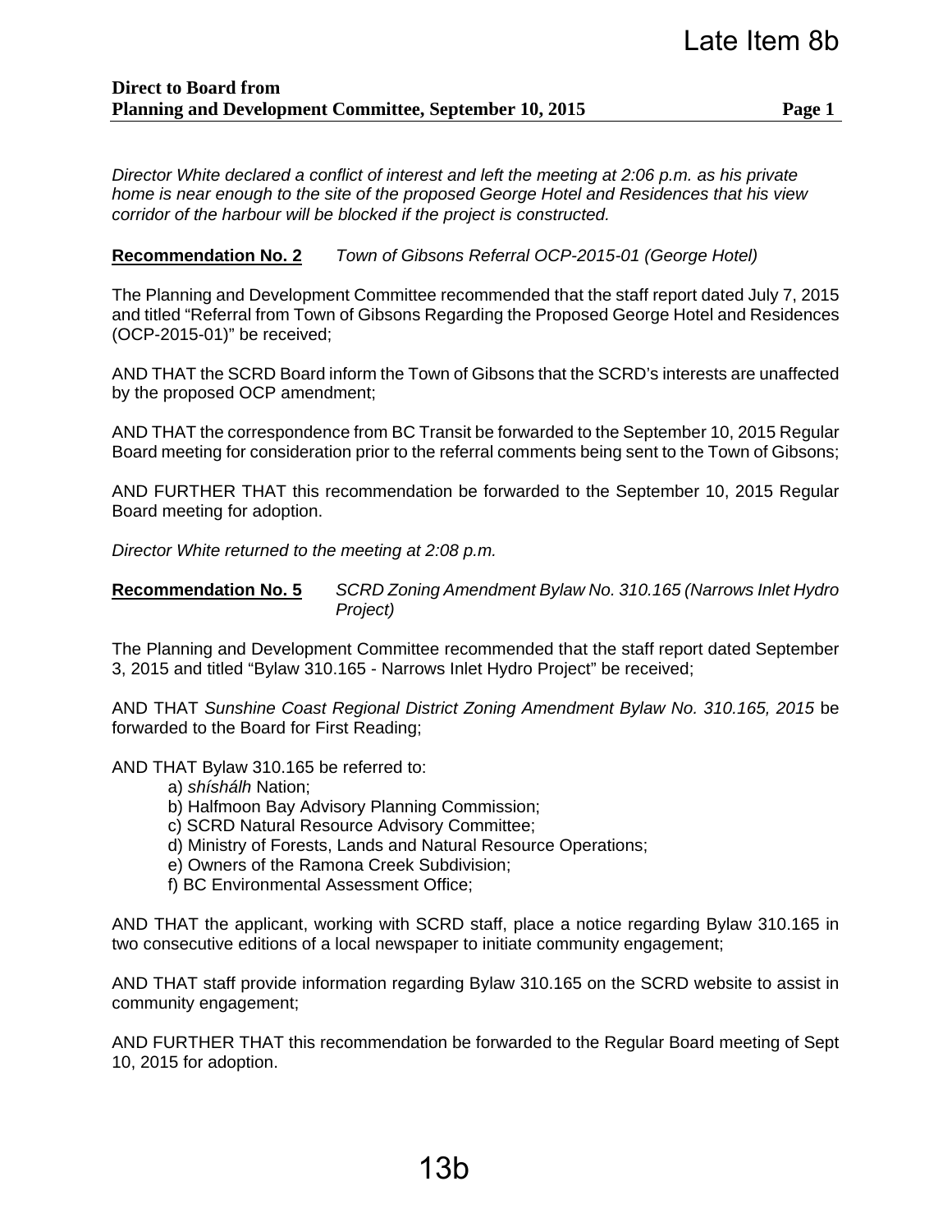Late Item 8b

**Direct to Board from**
**Planning and Development Committee, September 10, 2015**

*Director White declared a conflict of interest and left the meeting at 2:06 p.m. as his private home is near enough to the site of the proposed George Hotel and Residences that his view corridor of the harbour will be blocked if the project is constructed.*

**Recommendation No. 2** *Town of Gibsons Referral OCP-2015-01 (George Hotel)*

The Planning and Development Committee recommended that the staff report dated July 7, 2015 and titled "Referral from Town of Gibsons Regarding the Proposed George Hotel and Residences (OCP-2015-01)" be received;

AND THAT the SCRD Board inform the Town of Gibsons that the SCRD's interests are unaffected by the proposed OCP amendment;

AND THAT the correspondence from BC Transit be forwarded to the September 10, 2015 Regular Board meeting for consideration prior to the referral comments being sent to the Town of Gibsons;

AND FURTHER THAT this recommendation be forwarded to the September 10, 2015 Regular Board meeting for adoption.

*Director White returned to the meeting at 2:08 p.m.*

**Recommendation No. 5** *SCRD Zoning Amendment Bylaw No. 310.165 (Narrows Inlet Hydro Project)*

The Planning and Development Committee recommended that the staff report dated September 3, 2015 and titled "Bylaw 310.165 - Narrows Inlet Hydro Project" be received;

AND THAT *Sunshine Coast Regional District Zoning Amendment Bylaw No. 310.165, 2015* be forwarded to the Board for First Reading;

AND THAT Bylaw 310.165 be referred to:

a) *shíshálh* Nation;
b) Halfmoon Bay Advisory Planning Commission;
c) SCRD Natural Resource Advisory Committee;
d) Ministry of Forests, Lands and Natural Resource Operations;
e) Owners of the Ramona Creek Subdivision;
f) BC Environmental Assessment Office;

AND THAT the applicant, working with SCRD staff, place a notice regarding Bylaw 310.165 in two consecutive editions of a local newspaper to initiate community engagement;

AND THAT staff provide information regarding Bylaw 310.165 on the SCRD website to assist in community engagement;

AND FURTHER THAT this recommendation be forwarded to the Regular Board meeting of Sept 10, 2015 for adoption.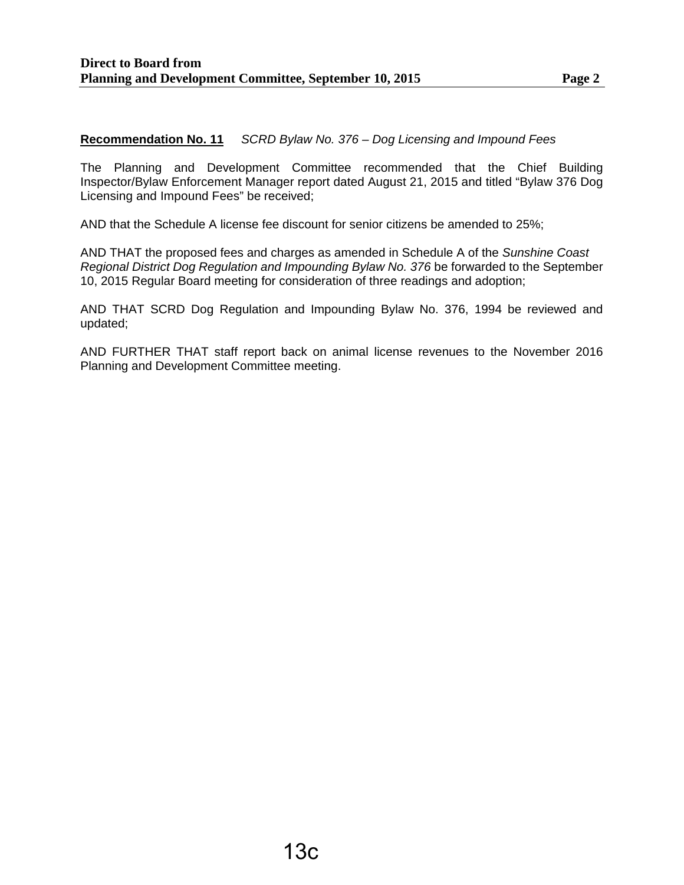**Recommendation No. 11** *SCRD Bylaw No. 376 – Dog Licensing and Impound Fees*

The Planning and Development Committee recommended that the Chief Building Inspector/Bylaw Enforcement Manager report dated August 21, 2015 and titled "Bylaw 376 Dog Licensing and Impound Fees" be received;

AND that the Schedule A license fee discount for senior citizens be amended to 25%;

AND THAT the proposed fees and charges as amended in Schedule A of the *Sunshine Coast Regional District Dog Regulation and Impounding Bylaw No. 376* be forwarded to the September 10, 2015 Regular Board meeting for consideration of three readings and adoption;

AND THAT SCRD Dog Regulation and Impounding Bylaw No. 376, 1994 be reviewed and updated;

AND FURTHER THAT staff report back on animal license revenues to the November 2016 Planning and Development Committee meeting.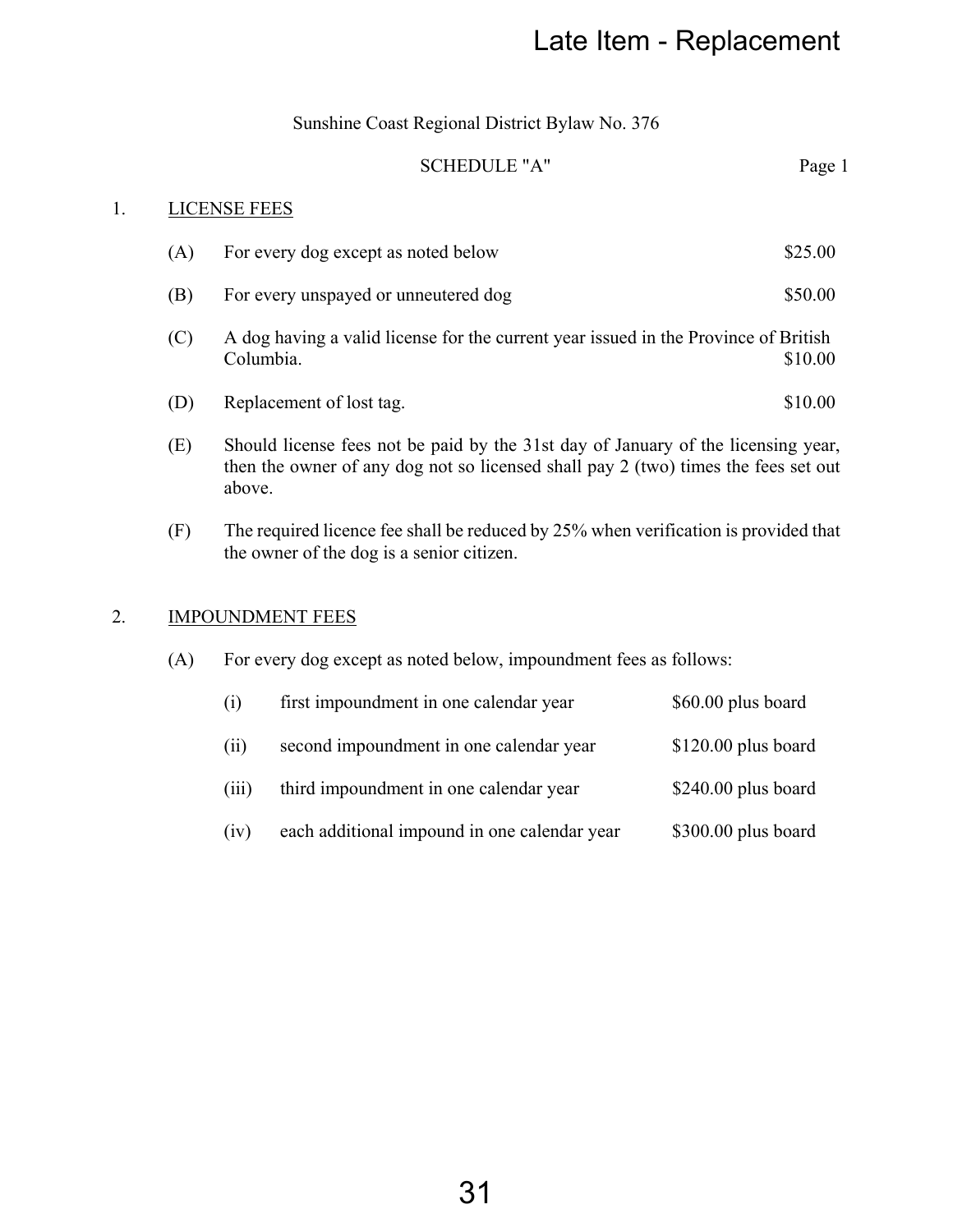Late Item - Replacement

Sunshine Coast Regional District Bylaw No. 376

SCHEDULE "A"

1. LICENSE FEES

(A) For every dog except as noted below $25.00

(B) For every unspayed or unneutered dog $50.00

(C) A dog having a valid license for the current year issued in the Province of British Columbia. $10.00

(D) Replacement of lost tag. $10.00

(E) Should license fees not be paid by the 31st day of January of the licensing year, then the owner of any dog not so licensed shall pay 2 (two) times the fees set out above.

(F) The required licence fee shall be reduced by 25% when verification is provided that the owner of the dog is a senior citizen.

2. IMPOUNDMENT FEES

(A) For every dog except as noted below, impoundment fees as follows:

| | | |
|---|---|---|
| (i) | first impoundment in one calendar year | $60.00 plus board |
| (ii) | second impoundment in one calendar year | $120.00 plus board |
| (iii) | third impoundment in one calendar year | $240.00 plus board |
| (iv) | each additional impound in one calendar year | $300.00 plus board |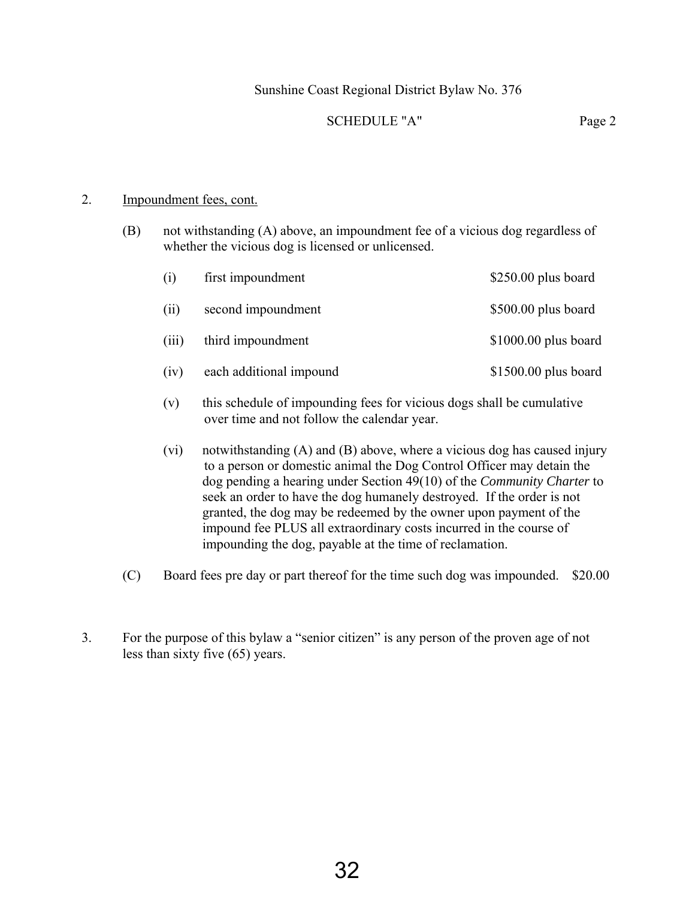Sunshine Coast Regional District Bylaw No. 376

SCHEDULE "A"

2. Impoundment fees, cont.

(B) not withstanding (A) above, an impoundment fee of a vicious dog regardless of whether the vicious dog is licensed or unlicensed.

| | | |
|---|---|---|
| (i) | first impoundment | \$250.00 plus board |
| (ii) | second impoundment | \$500.00 plus board |
| (iii) | third impoundment | \$1000.00 plus board |
| (iv) | each additional impound | \$1500.00 plus board |

(v) this schedule of impounding fees for vicious dogs shall be cumulative over time and not follow the calendar year.

(vi) notwithstanding (A) and (B) above, where a vicious dog has caused injury to a person or domestic animal the Dog Control Officer may detain the dog pending a hearing under Section 49(10) of the *Community Charter* to seek an order to have the dog humanely destroyed. If the order is not granted, the dog may be redeemed by the owner upon payment of the impound fee PLUS all extraordinary costs incurred in the course of impounding the dog, payable at the time of reclamation.

(C) Board fees pre day or part thereof for the time such dog was impounded. \$20.00

3. For the purpose of this bylaw a "senior citizen" is any person of the proven age of not less than sixty five (65) years.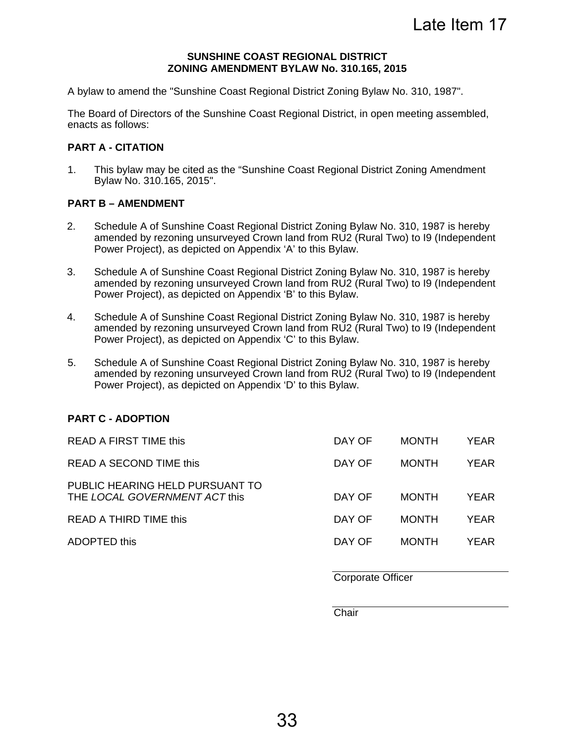Late Item 17

**SUNSHINE COAST REGIONAL DISTRICT**
**ZONING AMENDMENT BYLAW No. 310.165, 2015**

A bylaw to amend the "Sunshine Coast Regional District Zoning Bylaw No. 310, 1987".

The Board of Directors of the Sunshine Coast Regional District, in open meeting assembled, enacts as follows:

**PART A - CITATION**

1. This bylaw may be cited as the "Sunshine Coast Regional District Zoning Amendment Bylaw No. 310.165, 2015".

**PART B – AMENDMENT**

2. Schedule A of Sunshine Coast Regional District Zoning Bylaw No. 310, 1987 is hereby amended by rezoning unsurveyed Crown land from RU2 (Rural Two) to I9 (Independent Power Project), as depicted on Appendix 'A' to this Bylaw.

3. Schedule A of Sunshine Coast Regional District Zoning Bylaw No. 310, 1987 is hereby amended by rezoning unsurveyed Crown land from RU2 (Rural Two) to I9 (Independent Power Project), as depicted on Appendix 'B' to this Bylaw.

4. Schedule A of Sunshine Coast Regional District Zoning Bylaw No. 310, 1987 is hereby amended by rezoning unsurveyed Crown land from RU2 (Rural Two) to I9 (Independent Power Project), as depicted on Appendix 'C' to this Bylaw.

5. Schedule A of Sunshine Coast Regional District Zoning Bylaw No. 310, 1987 is hereby amended by rezoning unsurveyed Crown land from RU2 (Rural Two) to I9 (Independent Power Project), as depicted on Appendix 'D' to this Bylaw.

**PART C - ADOPTION**

| | | | |
|---|---|---|---|
| READ A FIRST TIME this | DAY OF | MONTH | YEAR |
| READ A SECOND TIME this | DAY OF | MONTH | YEAR |
| PUBLIC HEARING HELD PURSUANT TO THE *LOCAL GOVERNMENT ACT* this | DAY OF | MONTH | YEAR |
| READ A THIRD TIME this | DAY OF | MONTH | YEAR |
| ADOPTED this | DAY OF | MONTH | YEAR |

Corporate Officer

Chair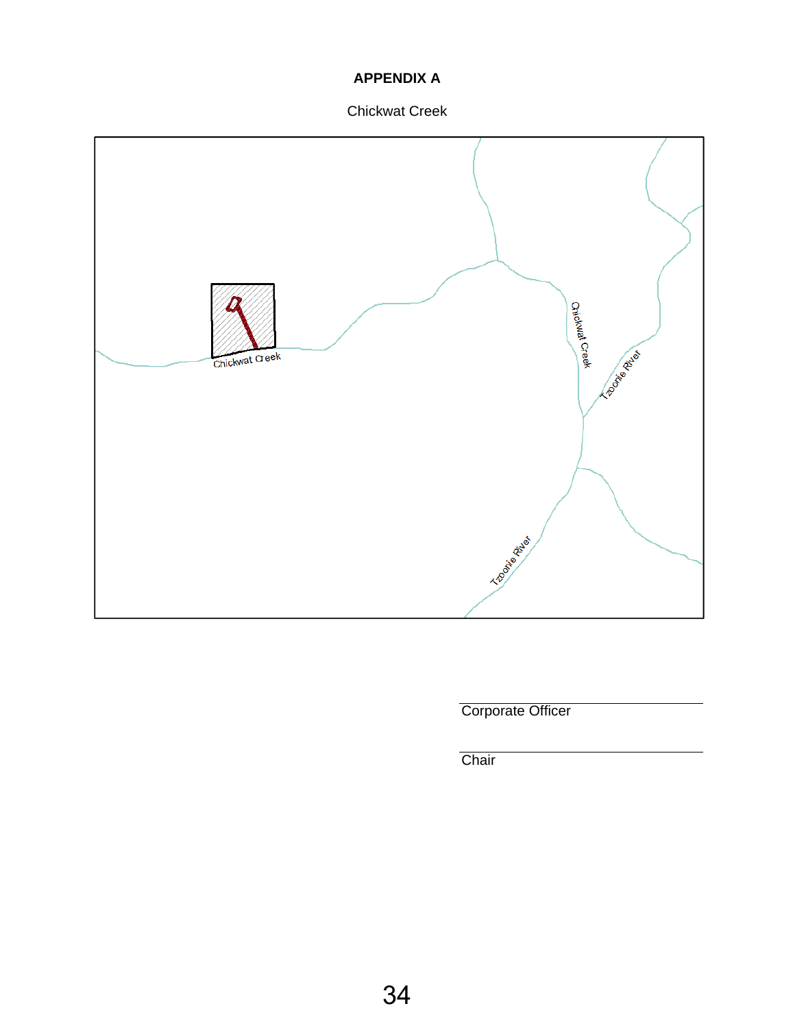**APPENDIX A**

Chickwat Creek

Corporate Officer

Chair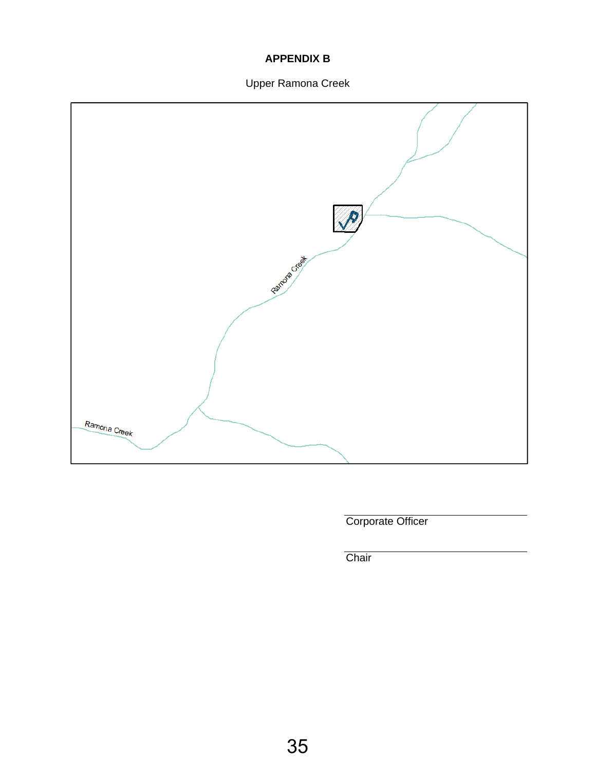# APPENDIX B

Upper Ramona Creek

Ramona Creek

Ramona Creek

Corporate Officer

Chair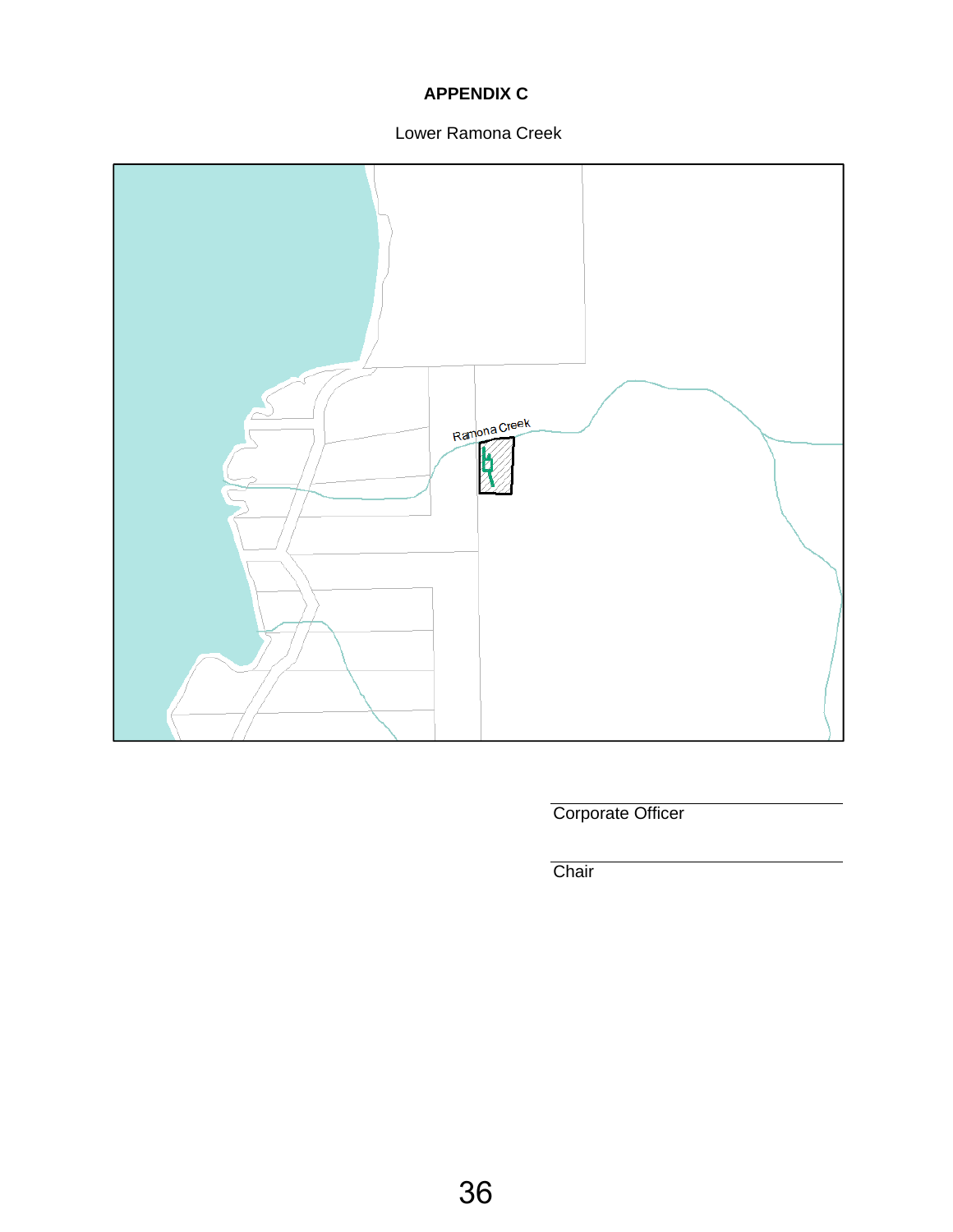# APPENDIX C

Lower Ramona Creek

Ramona Creek

Corporate Officer

Chair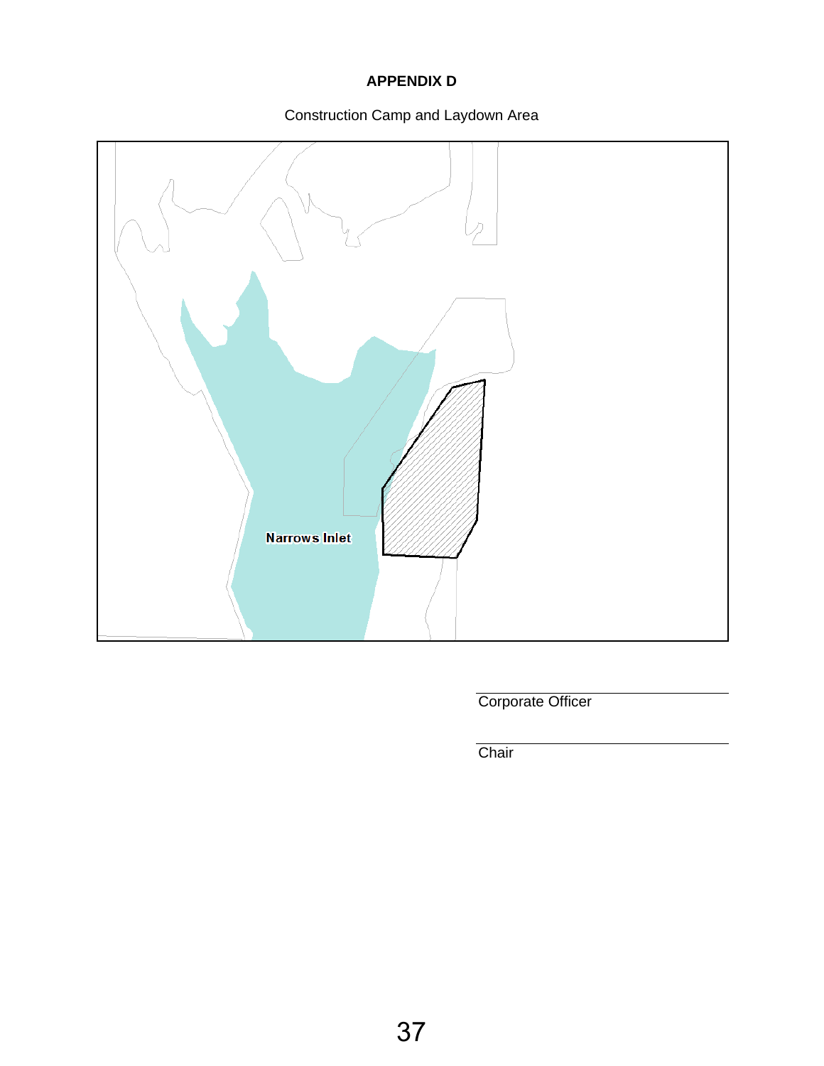**APPENDIX D**

Construction Camp and Laydown Area

Narrows Inlet

Corporate Officer

Chair